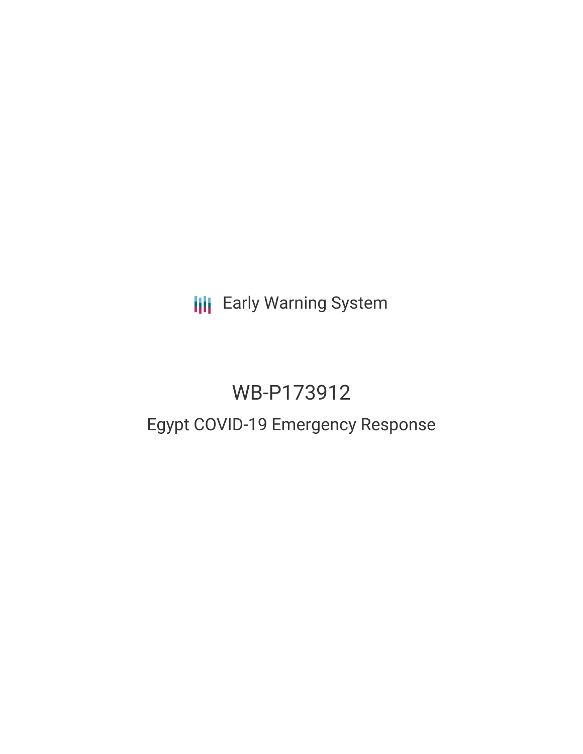Early Warning System

# WB-P173912

## Egypt COVID-19 Emergency Response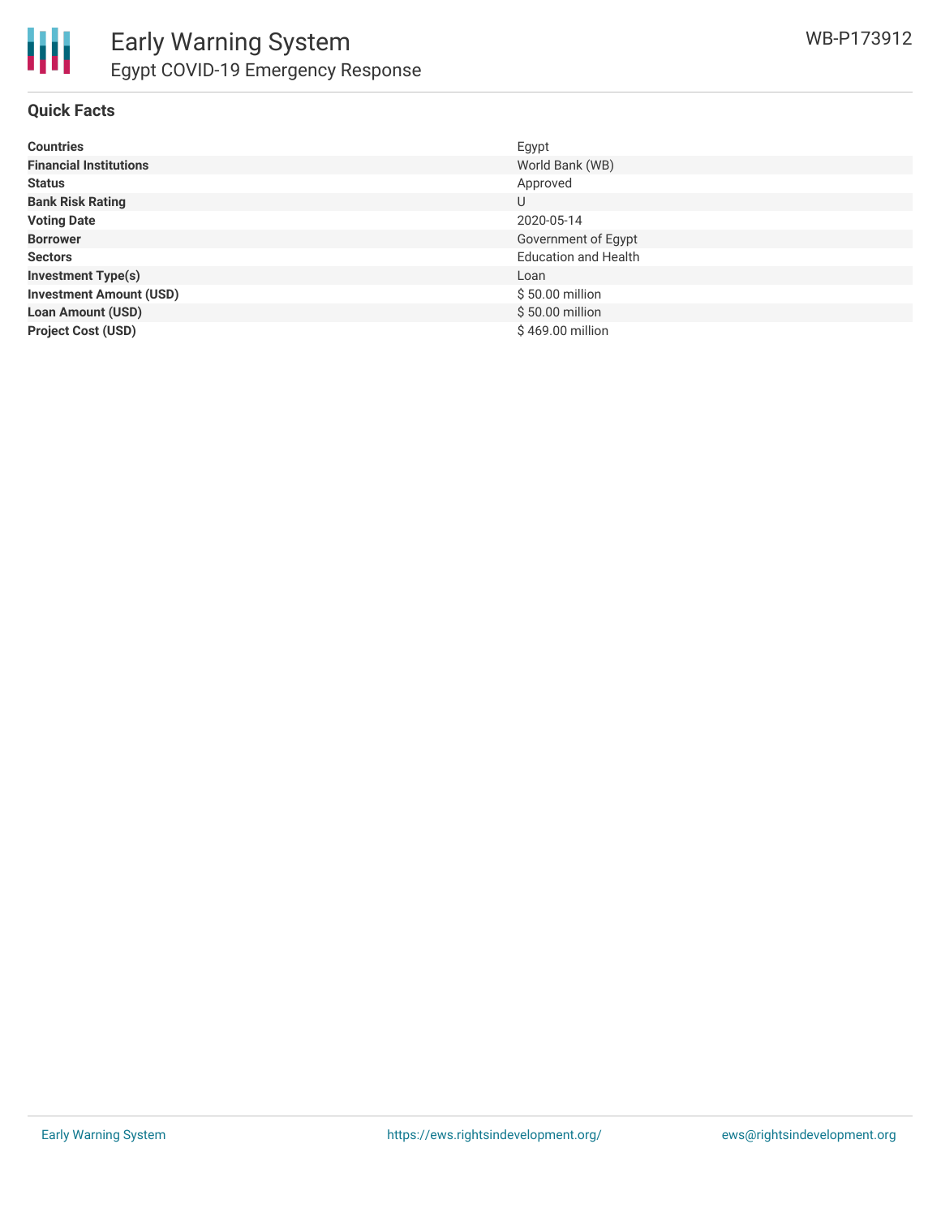# Early Warning System

## Egypt COVID-19 Emergency Response

WB-P173912

### Quick Facts

| | |
|---|---|
| **Countries** | Egypt |
| **Financial Institutions** | World Bank (WB) |
| **Status** | Approved |
| **Bank Risk Rating** | U |
| **Voting Date** | 2020-05-14 |
| **Borrower** | Government of Egypt |
| **Sectors** | Education and Health |
| **Investment Type(s)** | Loan |
| **Investment Amount (USD)** | $ 50.00 million |
| **Loan Amount (USD)** | $ 50.00 million |
| **Project Cost (USD)** | $ 469.00 million |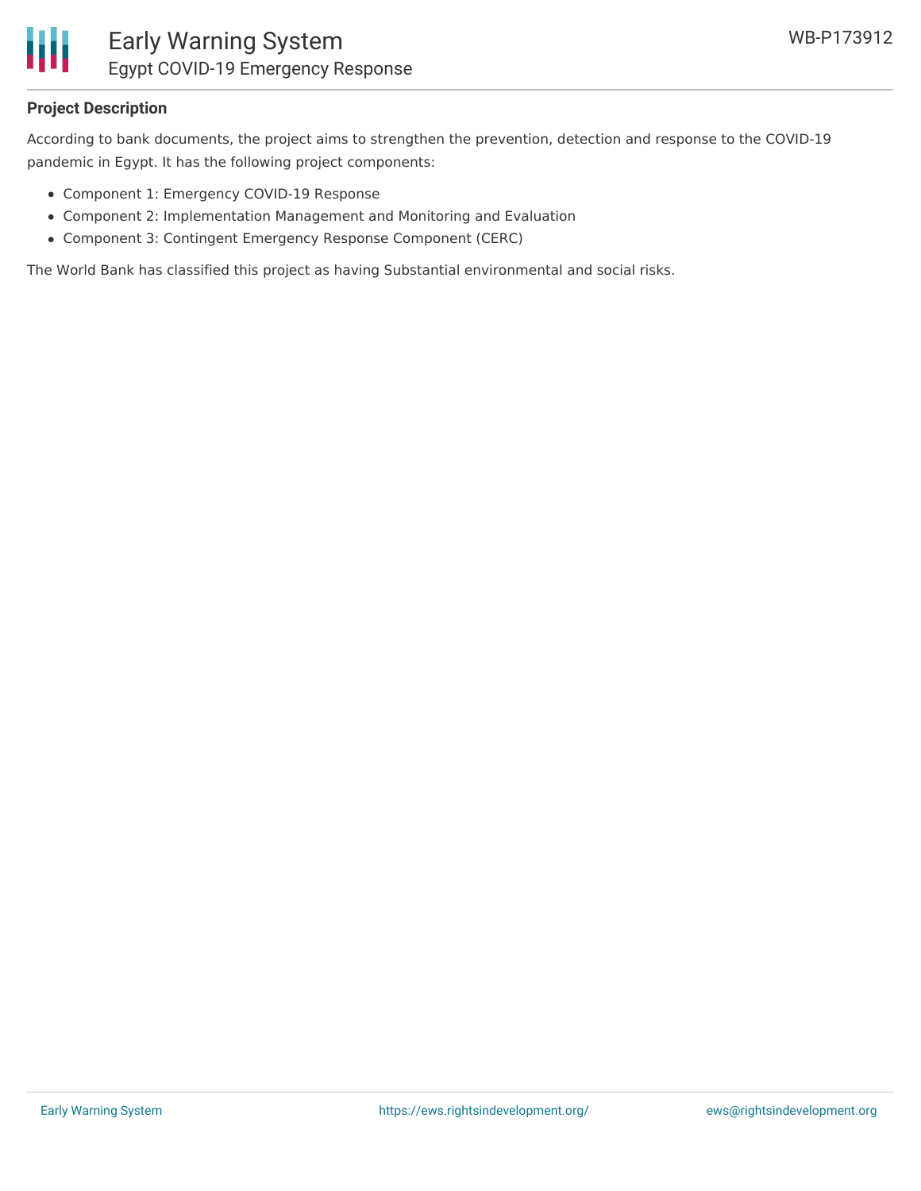**Project Description**

According to bank documents, the project aims to strengthen the prevention, detection and response to the COVID-19 pandemic in Egypt. It has the following project components:

- Component 1: Emergency COVID-19 Response
- Component 2: Implementation Management and Monitoring and Evaluation
- Component 3: Contingent Emergency Response Component (CERC)

The World Bank has classified this project as having Substantial environmental and social risks.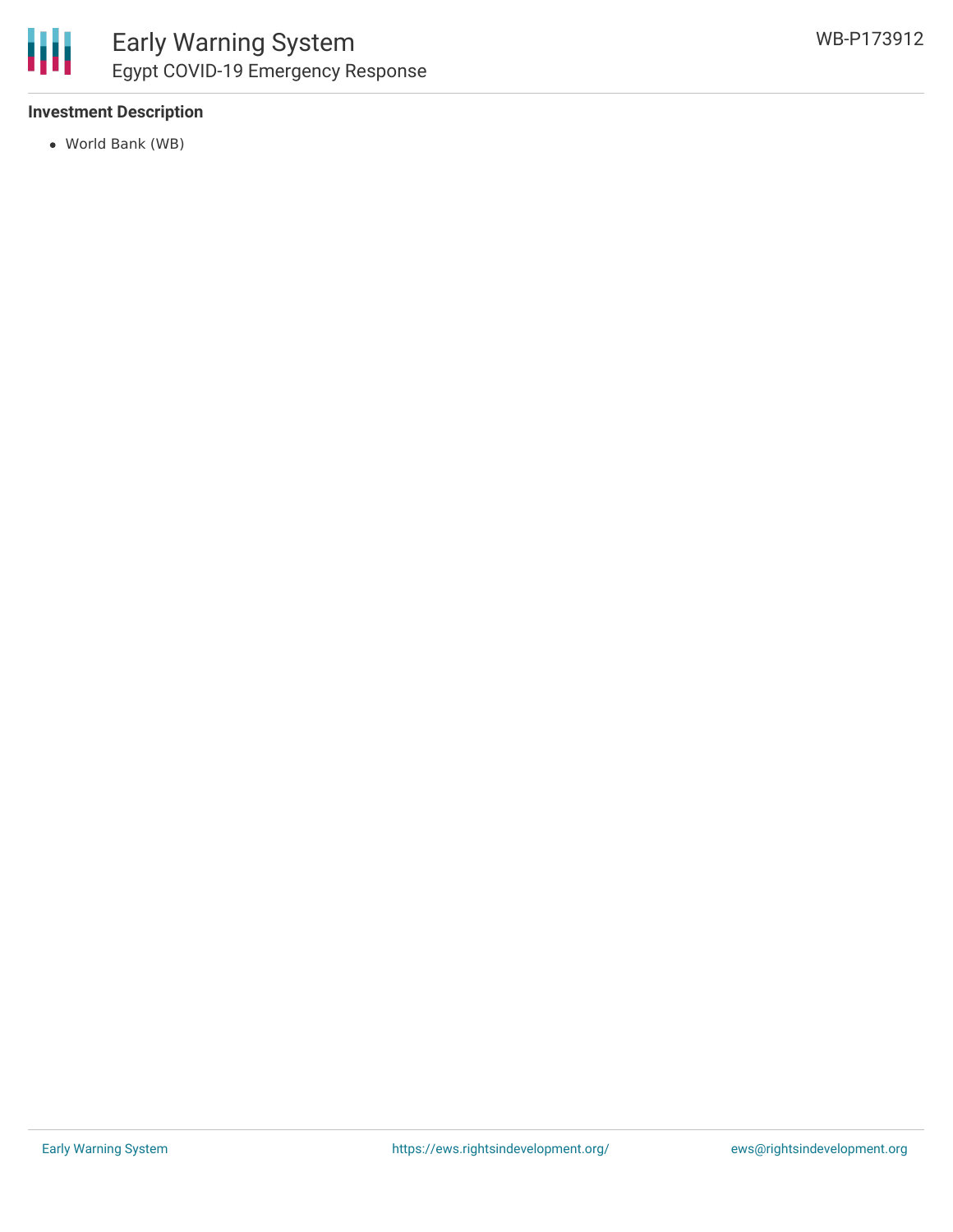### Investment Description

- World Bank (WB)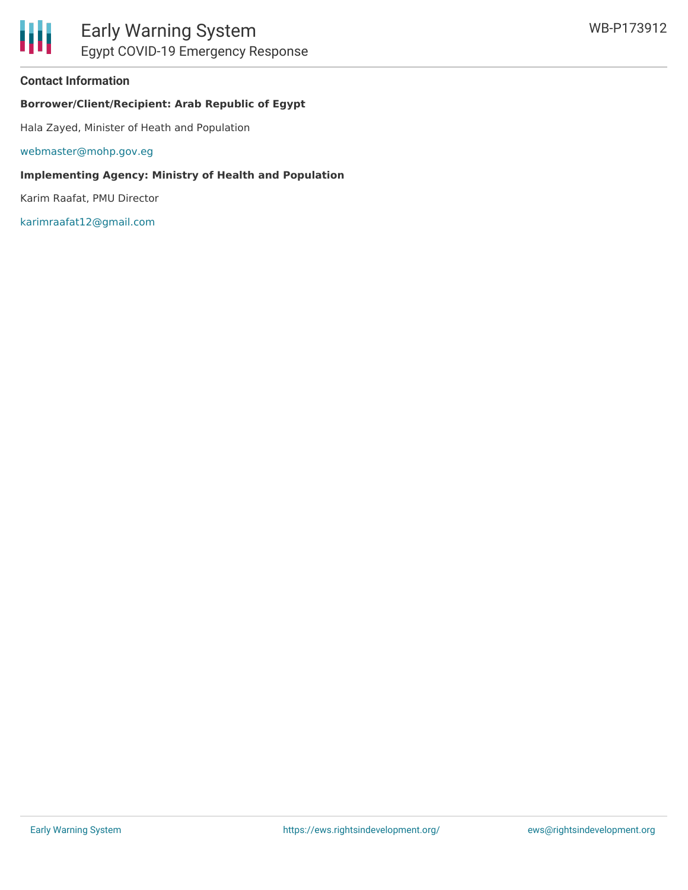#### Contact Information

**Borrower/Client/Recipient: Arab Republic of Egypt**

Hala Zayed, Minister of Heath and Population

webmaster@mohp.gov.eg

**Implementing Agency: Ministry of Health and Population**

Karim Raafat, PMU Director

karimraafat12@gmail.com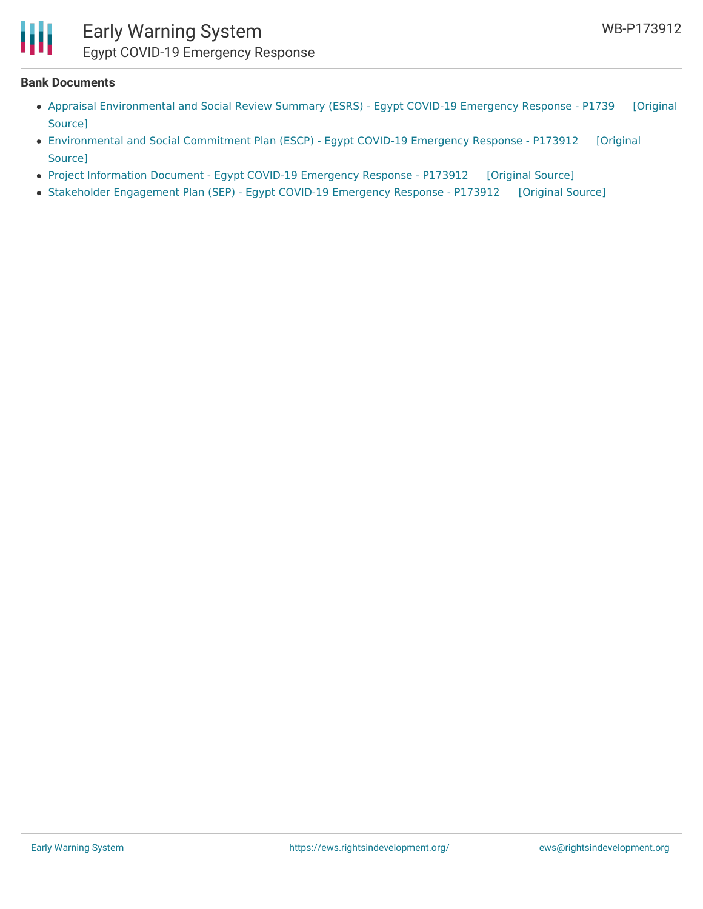**Bank Documents**

- Appraisal Environmental and Social Review Summary (ESRS) - Egypt COVID-19 Emergency Response - P1739 [Original Source]
- Environmental and Social Commitment Plan (ESCP) - Egypt COVID-19 Emergency Response - P173912 [Original Source]
- Project Information Document - Egypt COVID-19 Emergency Response - P173912 [Original Source]
- Stakeholder Engagement Plan (SEP) - Egypt COVID-19 Emergency Response - P173912 [Original Source]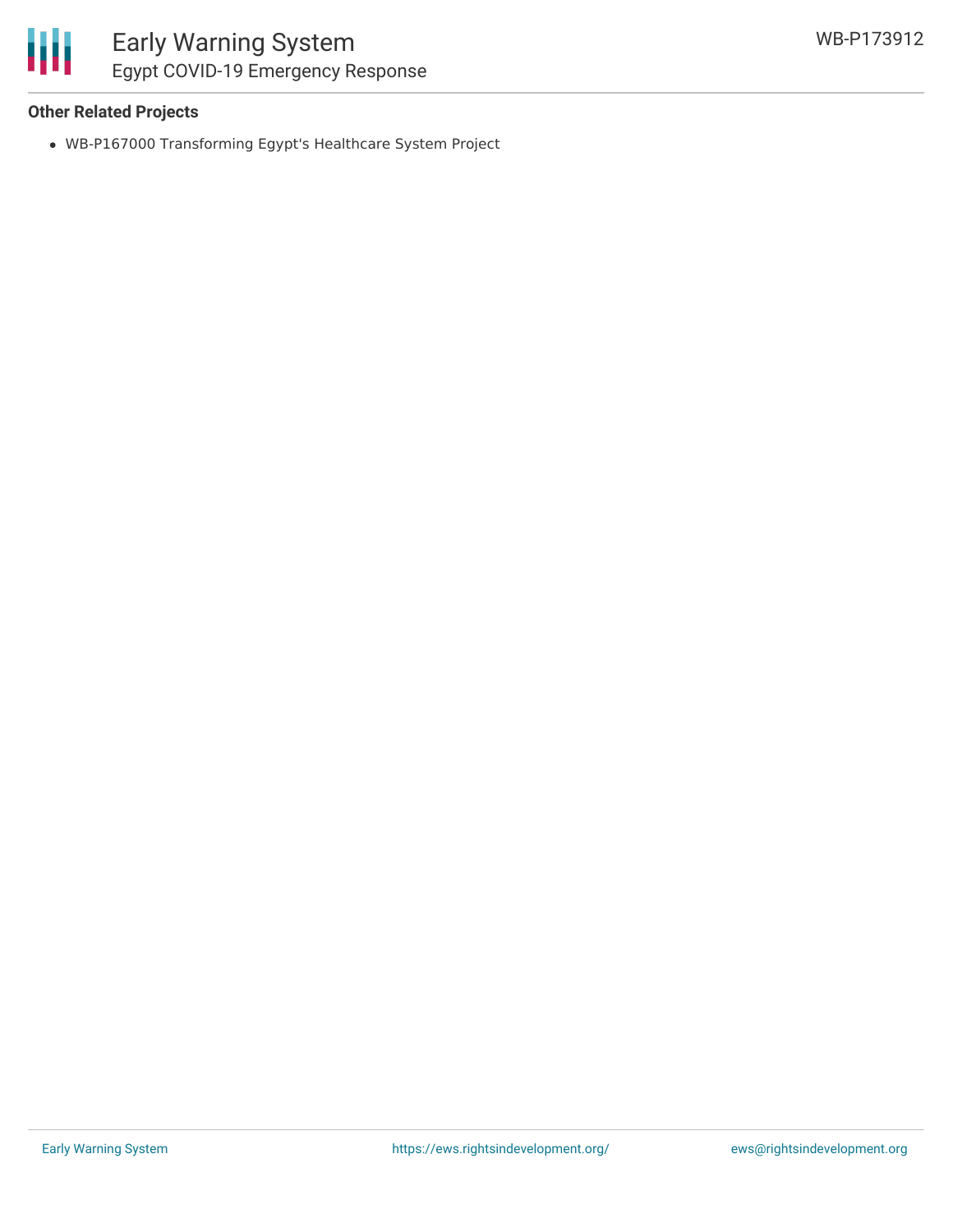**Other Related Projects**

- WB-P167000 Transforming Egypt's Healthcare System Project